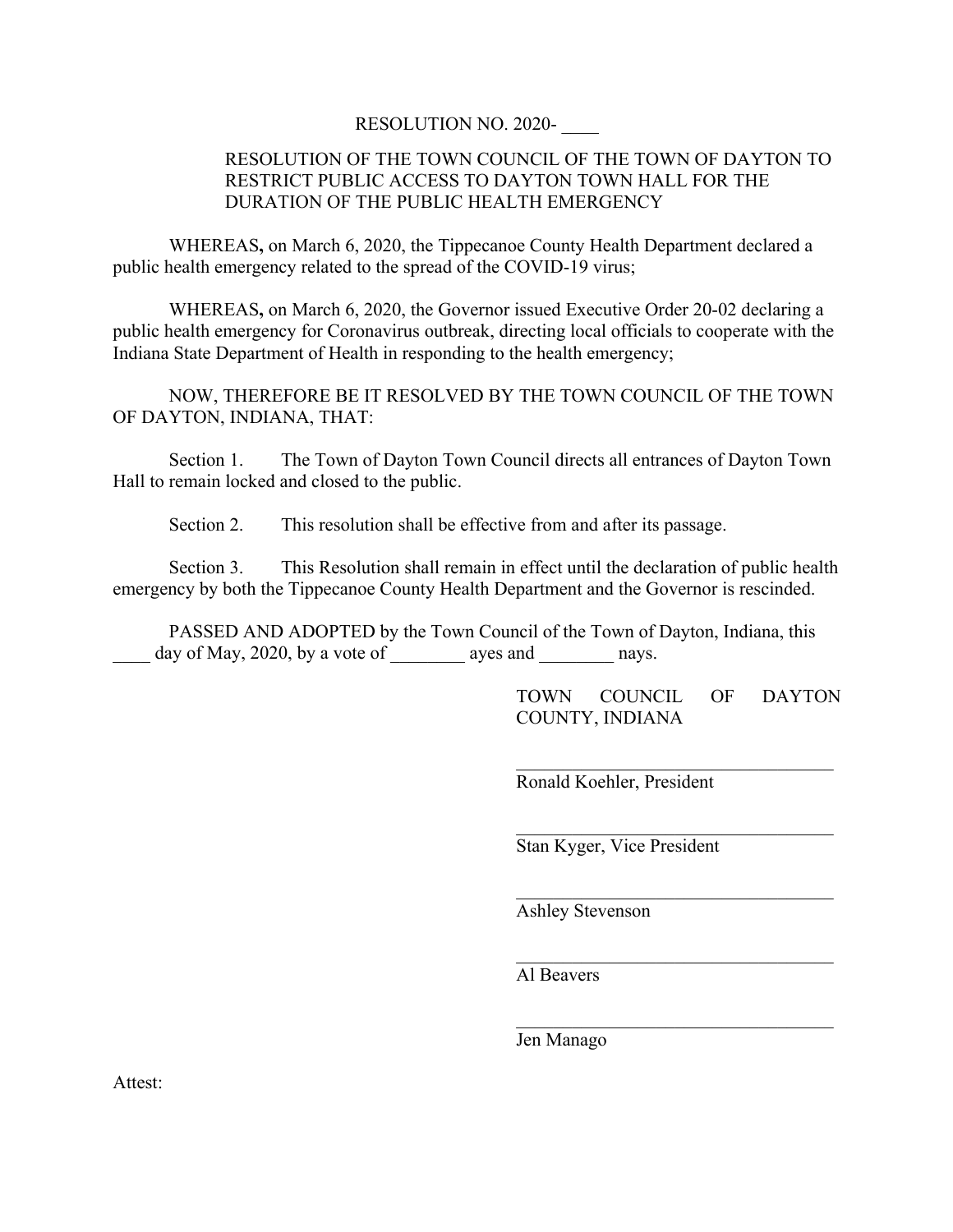RESOLUTION NO. 2020- ____

RESOLUTION OF THE TOWN COUNCIL OF THE TOWN OF DAYTON TO RESTRICT PUBLIC ACCESS TO DAYTON TOWN HALL FOR THE DURATION OF THE PUBLIC HEALTH EMERGENCY

WHEREAS**,** on March 6, 2020, the Tippecanoe County Health Department declared a public health emergency related to the spread of the COVID-19 virus;

WHEREAS**,** on March 6, 2020, the Governor issued Executive Order 20-02 declaring a public health emergency for Coronavirus outbreak, directing local officials to cooperate with the Indiana State Department of Health in responding to the health emergency;

NOW, THEREFORE BE IT RESOLVED BY THE TOWN COUNCIL OF THE TOWN OF DAYTON, INDIANA, THAT:

Section 1. The Town of Dayton Town Council directs all entrances of Dayton Town Hall to remain locked and closed to the public.

Section 2. This resolution shall be effective from and after its passage.

Section 3. This Resolution shall remain in effect until the declaration of public health emergency by both the Tippecanoe County Health Department and the Governor is rescinded.

PASSED AND ADOPTED by the Town Council of the Town of Dayton, Indiana, this ____ day of May, 2020, by a vote of ________ ayes and ________ nays.

TOWN COUNCIL OF DAYTON COUNTY, INDIANA

___________________________________
Ronald Koehler, President

___________________________________
Stan Kyger, Vice President

___________________________________
Ashley Stevenson

___________________________________
Al Beavers

___________________________________
Jen Manago

Attest: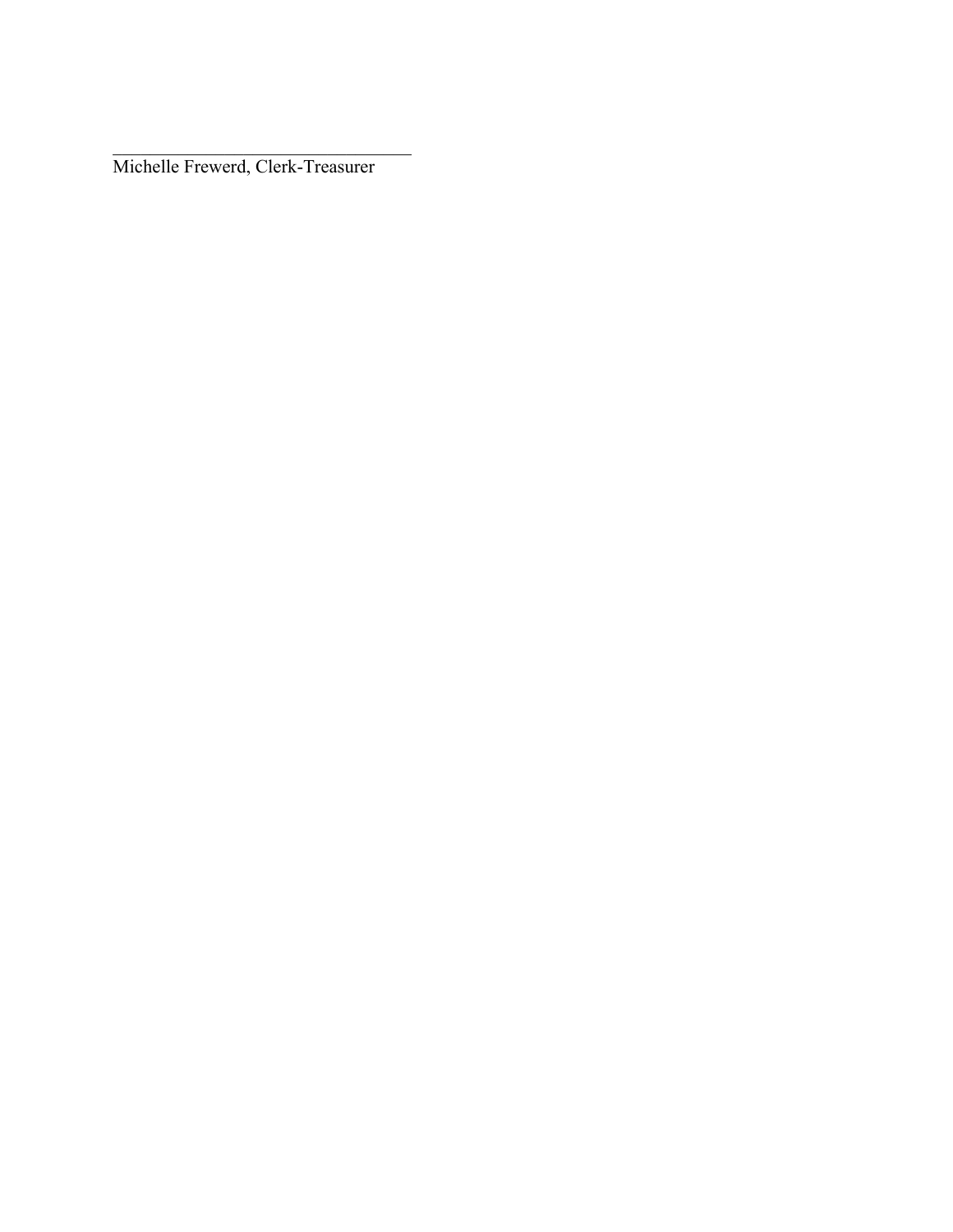\_\_\_\_\_\_\_\_\_\_\_\_\_\_\_\_\_\_\_\_\_\_\_\_\_\_\_\_\_\_\_\_\_\_

Michelle Frewerd, Clerk-Treasurer